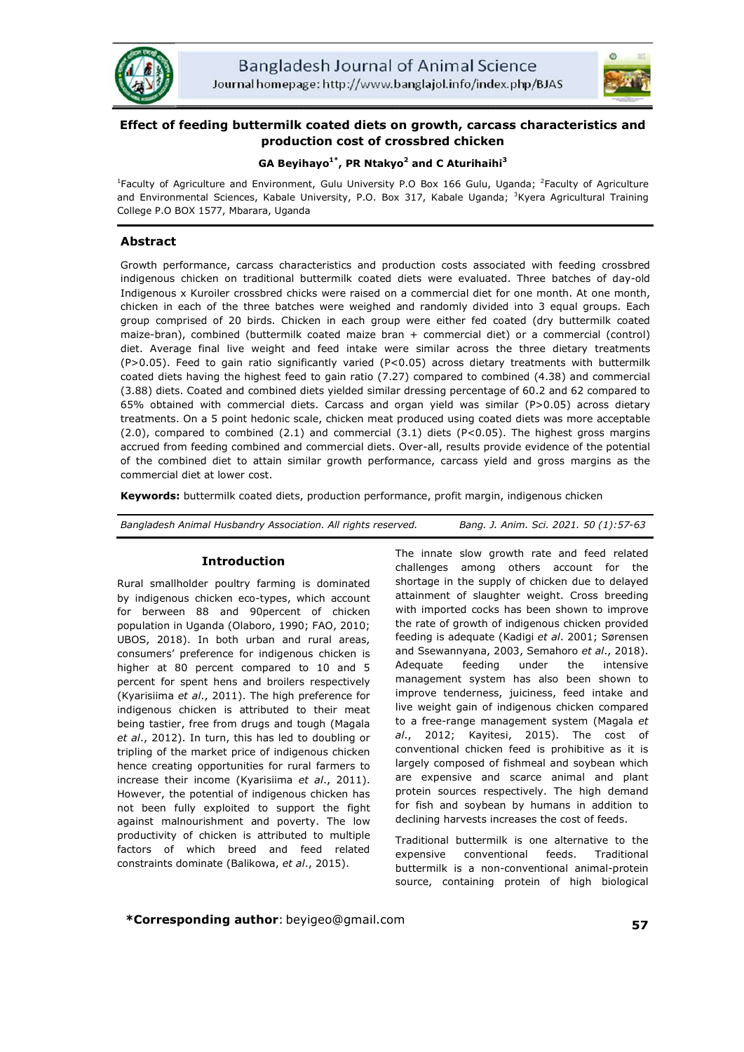# Effect of feeding buttermilk coated diets on growth, carcass characteristics and production cost of crossbred chicken

**GA Beyihayo[1*], PR Ntakyo[2] and C Aturihaihi[3]**

[1]Faculty of Agriculture and Environment, Gulu University P.O Box 166 Gulu, Uganda; [2]Faculty of Agriculture and Environmental Sciences, Kabale University, P.O. Box 317, Kabale Uganda; [3]Kyera Agricultural Training College P.O BOX 1577, Mbarara, Uganda

## Abstract

Growth performance, carcass characteristics and production costs associated with feeding crossbred indigenous chicken on traditional buttermilk coated diets were evaluated. Three batches of day-old Indigenous x Kuroiler crossbred chicks were raised on a commercial diet for one month. At one month, chicken in each of the three batches were weighed and randomly divided into 3 equal groups. Each group comprised of 20 birds. Chicken in each group were either fed coated (dry buttermilk coated maize-bran), combined (buttermilk coated maize bran + commercial diet) or a commercial (control) diet. Average final live weight and feed intake were similar across the three dietary treatments (P>0.05). Feed to gain ratio significantly varied (P<0.05) across dietary treatments with buttermilk coated diets having the highest feed to gain ratio (7.27) compared to combined (4.38) and commercial (3.88) diets. Coated and combined diets yielded similar dressing percentage of 60.2 and 62 compared to 65% obtained with commercial diets. Carcass and organ yield was similar (P>0.05) across dietary treatments. On a 5 point hedonic scale, chicken meat produced using coated diets was more acceptable (2.0), compared to combined (2.1) and commercial (3.1) diets (P<0.05). The highest gross margins accrued from feeding combined and commercial diets. Over-all, results provide evidence of the potential of the combined diet to attain similar growth performance, carcass yield and gross margins as the commercial diet at lower cost.

**Keywords:** buttermilk coated diets, production performance, profit margin, indigenous chicken

*Bangladesh Animal Husbandry Association. All rights reserved.*

## Introduction

Rural smallholder poultry farming is dominated by indigenous chicken eco-types, which account for berween 88 and 90percent of chicken population in Uganda (Olaboro, 1990; FAO, 2010; UBOS, 2018). In both urban and rural areas, consumers' preference for indigenous chicken is higher at 80 percent compared to 10 and 5 percent for spent hens and broilers respectively (Kyarisiima *et al*., 2011). The high preference for indigenous chicken is attributed to their meat being tastier, free from drugs and tough (Magala *et al*., 2012). In turn, this has led to doubling or tripling of the market price of indigenous chicken hence creating opportunities for rural farmers to increase their income (Kyarisiima *et al*., 2011). However, the potential of indigenous chicken has not been fully exploited to support the fight against malnourishment and poverty. The low productivity of chicken is attributed to multiple factors of which breed and feed related constraints dominate (Balikowa, *et al*., 2015).

The innate slow growth rate and feed related challenges among others account for the shortage in the supply of chicken due to delayed attainment of slaughter weight. Cross breeding with imported cocks has been shown to improve the rate of growth of indigenous chicken provided feeding is adequate (Kadigi *et al*. 2001; Sørensen and Ssewannyana, 2003, Semahoro *et al*., 2018). Adequate feeding under the intensive management system has also been shown to improve tenderness, juiciness, feed intake and live weight gain of indigenous chicken compared to a free-range management system (Magala *et al*., 2012; Kayitesi, 2015). The cost of conventional chicken feed is prohibitive as it is largely composed of fishmeal and soybean which are expensive and scarce animal and plant protein sources respectively. The high demand for fish and soybean by humans in addition to declining harvests increases the cost of feeds.

Traditional buttermilk is one alternative to the expensive conventional feeds. Traditional buttermilk is a non-conventional animal-protein source, containing protein of high biological

**\*Corresponding author**: beyigeo@gmail.com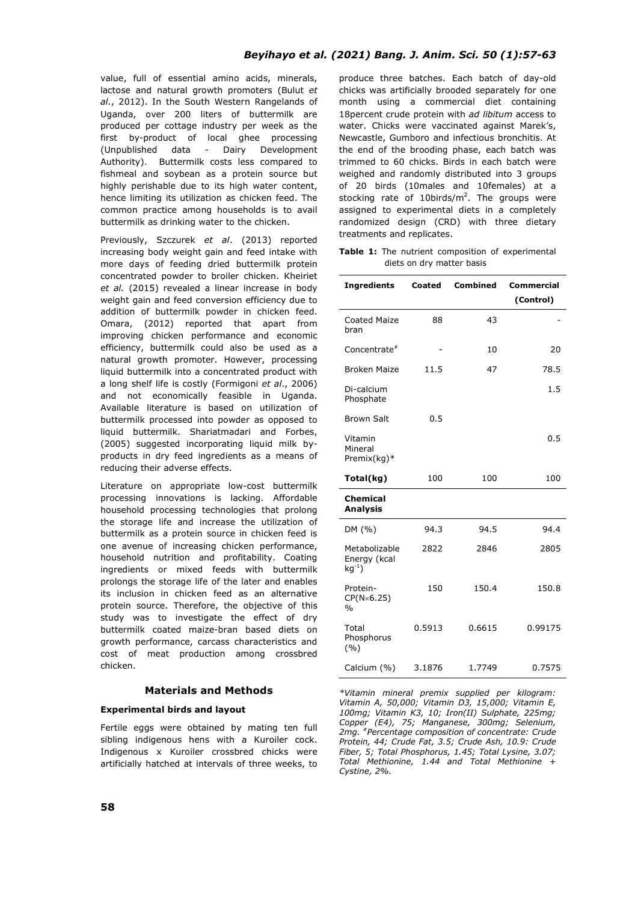value, full of essential amino acids, minerals, lactose and natural growth promoters (Bulut *et al*., 2012). In the South Western Rangelands of Uganda, over 200 liters of buttermilk are produced per cottage industry per week as the first by-product of local ghee processing (Unpublished data - Dairy Development Authority). Buttermilk costs less compared to fishmeal and soybean as a protein source but highly perishable due to its high water content, hence limiting its utilization as chicken feed. The common practice among households is to avail buttermilk as drinking water to the chicken.

Previously, Szczurek *et al*. (2013) reported increasing body weight gain and feed intake with more days of feeding dried buttermilk protein concentrated powder to broiler chicken. Kheiriet *et al.* (2015) revealed a linear increase in body weight gain and feed conversion efficiency due to addition of buttermilk powder in chicken feed. Omara, (2012) reported that apart from improving chicken performance and economic efficiency, buttermilk could also be used as a natural growth promoter. However, processing liquid buttermilk into a concentrated product with a long shelf life is costly (Formigoni *et al*., 2006) and not economically feasible in Uganda. Available literature is based on utilization of buttermilk processed into powder as opposed to liquid buttermilk. Shariatmadari and Forbes, (2005) suggested incorporating liquid milk by-products in dry feed ingredients as a means of reducing their adverse effects.

Literature on appropriate low-cost buttermilk processing innovations is lacking. Affordable household processing technologies that prolong the storage life and increase the utilization of buttermilk as a protein source in chicken feed is one avenue of increasing chicken performance, household nutrition and profitability. Coating ingredients or mixed feeds with buttermilk prolongs the storage life of the later and enables its inclusion in chicken feed as an alternative protein source. Therefore, the objective of this study was to investigate the effect of dry buttermilk coated maize-bran based diets on growth performance, carcass characteristics and cost of meat production among crossbred chicken.

## Materials and Methods

### Experimental birds and layout

Fertile eggs were obtained by mating ten full sibling indigenous hens with a Kuroiler cock. Indigenous x Kuroiler crossbred chicks were artificially hatched at intervals of three weeks, to produce three batches. Each batch of day-old chicks was artificially brooded separately for one month using a commercial diet containing 18percent crude protein with *ad libitum* access to water. Chicks were vaccinated against Marek's, Newcastle, Gumboro and infectious bronchitis. At the end of the brooding phase, each batch was trimmed to 60 chicks. Birds in each batch were weighed and randomly distributed into 3 groups of 20 birds (10males and 10females) at a stocking rate of 10birds/$m^2$. The groups were assigned to experimental diets in a completely randomized design (CRD) with three dietary treatments and replicates.

**Table 1:** The nutrient composition of experimental diets on dry matter basis

| Ingredients | Coated | Combined | Commercial (Control) |
|---|---|---|---|
| Coated Maize bran | 88 | 43 | - |
| Concentrate[#] | - | 10 | 20 |
| Broken Maize | 11.5 | 47 | 78.5 |
| Di-calcium Phosphate | | | 1.5 |
| Brown Salt | 0.5 | | |
| Vitamin Mineral Premix(kg)* | | | 0.5 |
| **Total(kg)** | 100 | 100 | 100 |
| **Chemical Analysis** | | | |
| DM (%) | 94.3 | 94.5 | 94.4 |
| Metabolizable Energy (kcal $kg^{-1}$) | 2822 | 2846 | 2805 |
| Protein-CP($N \times 6.25$) % | 150 | 150.4 | 150.8 |
| Total Phosphorus (%) | 0.5913 | 0.6615 | 0.99175 |
| Calcium (%) | 3.1876 | 1.7749 | 0.7575 |

*\*Vitamin mineral premix supplied per kilogram: Vitamin A, 50,000; Vitamin D3, 15,000; Vitamin E, 100mg; Vitamin K3, 10; Iron(II) Sulphate, 225mg; Copper (E4), 75; Manganese, 300mg; Selenium, 2mg. [#]Percentage composition of concentrate: Crude Protein, 44; Crude Fat, 3.5; Crude Ash, 10.9: Crude Fiber, 5; Total Phosphorus, 1.45; Total Lysine, 3.07; Total Methionine, 1.44 and Total Methionine + Cystine, 2%.*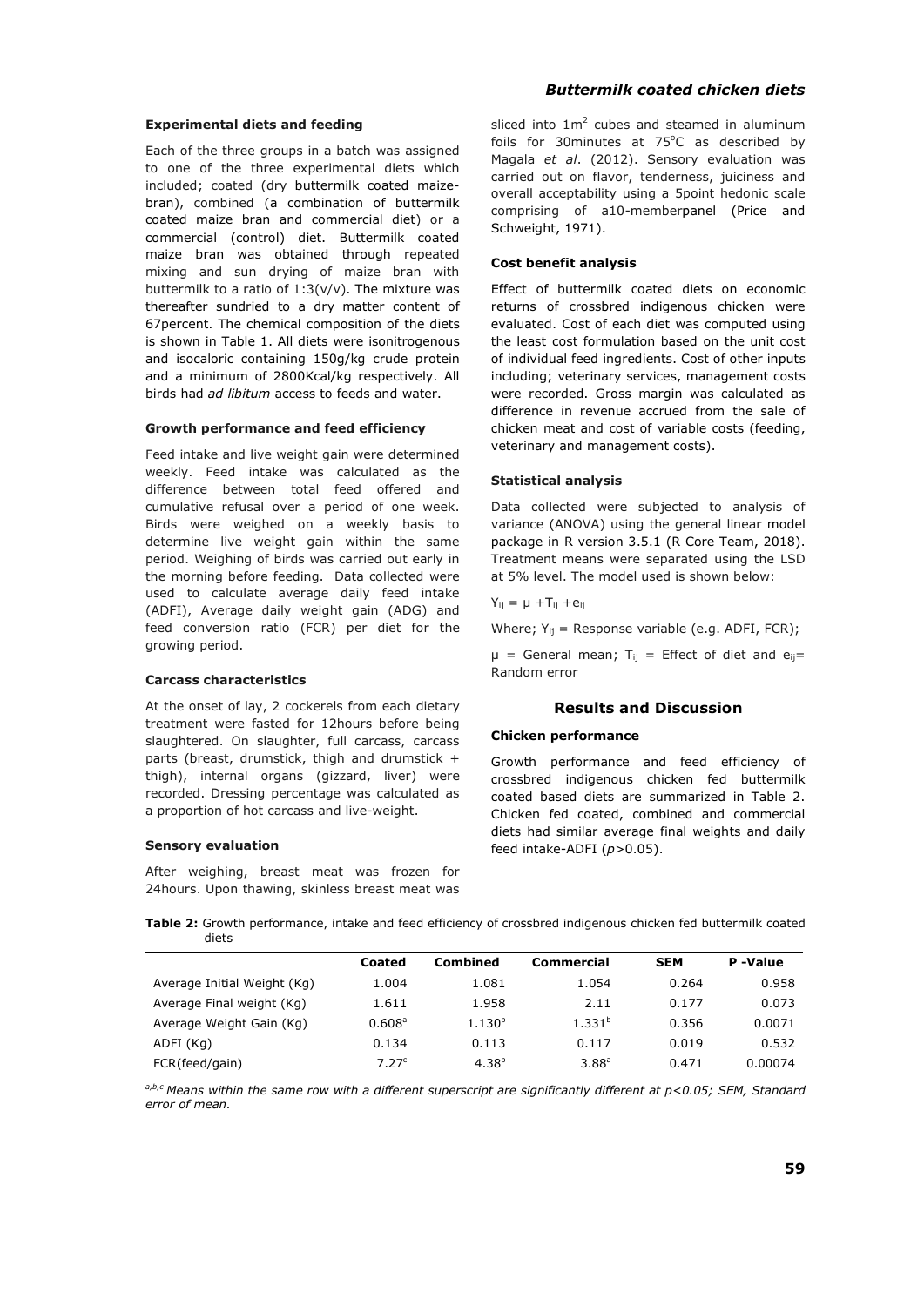### Experimental diets and feeding

Each of the three groups in a batch was assigned to one of the three experimental diets which included; coated (dry buttermilk coated maize-bran), combined (a combination of buttermilk coated maize bran and commercial diet) or a commercial (control) diet. Buttermilk coated maize bran was obtained through repeated mixing and sun drying of maize bran with buttermilk to a ratio of 1:3(v/v). The mixture was thereafter sundried to a dry matter content of 67percent. The chemical composition of the diets is shown in Table 1. All diets were isonitrogenous and isocaloric containing 150g/kg crude protein and a minimum of 2800Kcal/kg respectively. All birds had *ad libitum* access to feeds and water.

### Growth performance and feed efficiency

Feed intake and live weight gain were determined weekly. Feed intake was calculated as the difference between total feed offered and cumulative refusal over a period of one week. Birds were weighed on a weekly basis to determine live weight gain within the same period. Weighing of birds was carried out early in the morning before feeding. Data collected were used to calculate average daily feed intake (ADFI), Average daily weight gain (ADG) and feed conversion ratio (FCR) per diet for the growing period.

### Carcass characteristics

At the onset of lay, 2 cockerels from each dietary treatment were fasted for 12hours before being slaughtered. On slaughter, full carcass, carcass parts (breast, drumstick, thigh and drumstick + thigh), internal organs (gizzard, liver) were recorded. Dressing percentage was calculated as a proportion of hot carcass and live-weight.

### Sensory evaluation

After weighing, breast meat was frozen for 24hours. Upon thawing, skinless breast meat was sliced into $1m^2$ cubes and steamed in aluminum foils for 30minutes at 75°C as described by Magala *et al*. (2012). Sensory evaluation was carried out on flavor, tenderness, juiciness and overall acceptability using a 5point hedonic scale comprising of a10-memberpanel (Price and Schweight, 1971).

### Cost benefit analysis

Effect of buttermilk coated diets on economic returns of crossbred indigenous chicken were evaluated. Cost of each diet was computed using the least cost formulation based on the unit cost of individual feed ingredients. Cost of other inputs including; veterinary services, management costs were recorded. Gross margin was calculated as difference in revenue accrued from the sale of chicken meat and cost of variable costs (feeding, veterinary and management costs).

### Statistical analysis

Data collected were subjected to analysis of variance (ANOVA) using the general linear model package in R version 3.5.1 (R Core Team, 2018). Treatment means were separated using the LSD at 5% level. The model used is shown below:

$$Y_{ij} = \mu + T_{ij} + e_{ij}$$

Where; $Y_{ij}$ = Response variable (e.g. ADFI, FCR);

$\mu$ = General mean; $T_{ij}$ = Effect of diet and $e_{ij}$= Random error

## Results and Discussion

### Chicken performance

Growth performance and feed efficiency of crossbred indigenous chicken fed buttermilk coated based diets are summarized in Table 2. Chicken fed coated, combined and commercial diets had similar average final weights and daily feed intake-ADFI ($p$>0.05).

**Table 2:** Growth performance, intake and feed efficiency of crossbred indigenous chicken fed buttermilk coated diets

| | Coated | Combined | Commercial | SEM | P -Value |
|---|---|---|---|---|---|
| Average Initial Weight (Kg) | 1.004 | 1.081 | 1.054 | 0.264 | 0.958 |
| Average Final weight (Kg) | 1.611 | 1.958 | 2.11 | 0.177 | 0.073 |
| Average Weight Gain (Kg) | $0.608^{a}$ | $1.130^{b}$ | $1.331^{b}$ | 0.356 | 0.0071 |
| ADFI (Kg) | 0.134 | 0.113 | 0.117 | 0.019 | 0.532 |
| FCR(feed/gain) | $7.27^{c}$ | $4.38^{b}$ | $3.88^{a}$ | 0.471 | 0.00074 |

*[a,b,c] Means within the same row with a different superscript are significantly different at p<0.05; SEM, Standard error of mean.*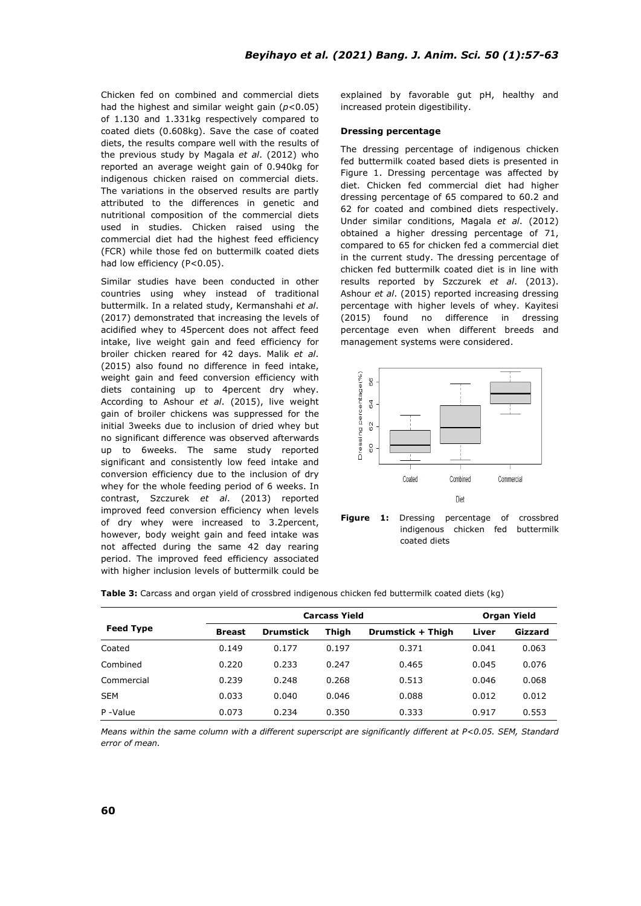Chicken fed on combined and commercial diets had the highest and similar weight gain ($p<0.05$) of 1.130 and 1.331kg respectively compared to coated diets (0.608kg). Save the case of coated diets, the results compare well with the results of the previous study by Magala *et al*. (2012) who reported an average weight gain of 0.940kg for indigenous chicken raised on commercial diets. The variations in the observed results are partly attributed to the differences in genetic and nutritional composition of the commercial diets used in studies. Chicken raised using the commercial diet had the highest feed efficiency (FCR) while those fed on buttermilk coated diets had low efficiency ($P<0.05$).

Similar studies have been conducted in other countries using whey instead of traditional buttermilk. In a related study, Kermanshahi *et al*. (2017) demonstrated that increasing the levels of acidified whey to 45percent does not affect feed intake, live weight gain and feed efficiency for broiler chicken reared for 42 days. Malik *et al*. (2015) also found no difference in feed intake, weight gain and feed conversion efficiency with diets containing up to 4percent dry whey. According to Ashour *et al*. (2015), live weight gain of broiler chickens was suppressed for the initial 3weeks due to inclusion of dried whey but no significant difference was observed afterwards up to 6weeks. The same study reported significant and consistently low feed intake and conversion efficiency due to the inclusion of dry whey for the whole feeding period of 6 weeks. In contrast, Szczurek *et al*. (2013) reported improved feed conversion efficiency when levels of dry whey were increased to 3.2percent, however, body weight gain and feed intake was not affected during the same 42 day rearing period. The improved feed efficiency associated with higher inclusion levels of buttermilk could be explained by favorable gut pH, healthy and increased protein digestibility.

**Dressing percentage**

The dressing percentage of indigenous chicken fed buttermilk coated based diets is presented in Figure 1. Dressing percentage was affected by diet. Chicken fed commercial diet had higher dressing percentage of 65 compared to 60.2 and 62 for coated and combined diets respectively. Under similar conditions, Magala *et al*. (2012) obtained a higher dressing percentage of 71, compared to 65 for chicken fed a commercial diet in the current study. The dressing percentage of chicken fed buttermilk coated diet is in line with results reported by Szczurek *et al*. (2013). Ashour *et al*. (2015) reported increasing dressing percentage with higher levels of whey. Kayitesi (2015) found no difference in dressing percentage even when different breeds and management systems were considered.

**Figure 1:** Dressing percentage of crossbred indigenous chicken fed buttermilk coated diets

**Table 3:** Carcass and organ yield of crossbred indigenous chicken fed buttermilk coated diets (kg)

| Feed Type | Carcass Yield | | | | Organ Yield | |
|---|---|---|---|---|---|---|
| | Breast | Drumstick | Thigh | Drumstick + Thigh | Liver | Gizzard |
| Coated | 0.149 | 0.177 | 0.197 | 0.371 | 0.041 | 0.063 |
| Combined | 0.220 | 0.233 | 0.247 | 0.465 | 0.045 | 0.076 |
| Commercial | 0.239 | 0.248 | 0.268 | 0.513 | 0.046 | 0.068 |
| SEM | 0.033 | 0.040 | 0.046 | 0.088 | 0.012 | 0.012 |
| P -Value | 0.073 | 0.234 | 0.350 | 0.333 | 0.917 | 0.553 |

*Means within the same column with a different superscript are significantly different at P<0.05. SEM, Standard error of mean.*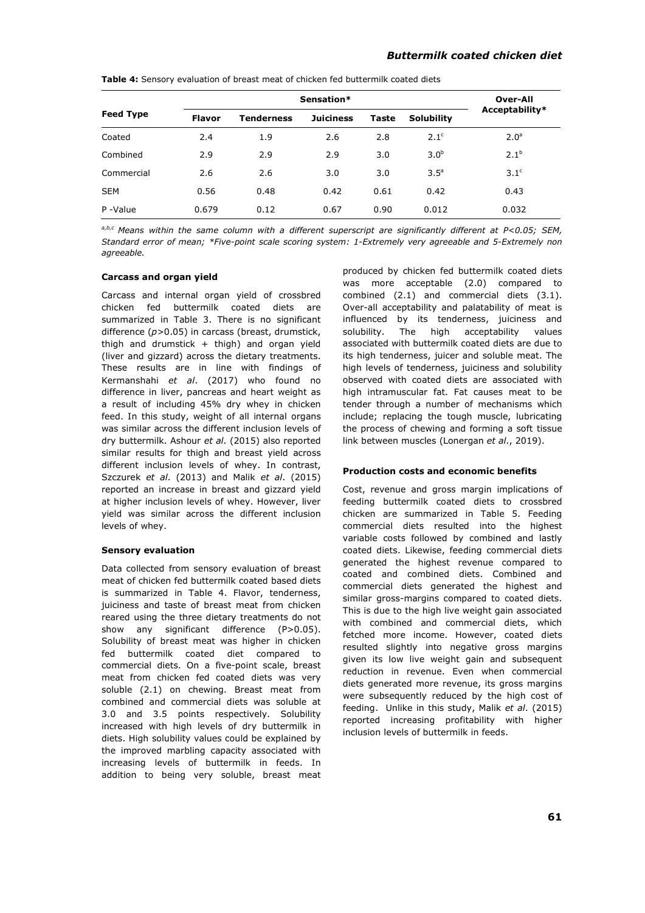**Table 4:** Sensory evaluation of breast meat of chicken fed buttermilk coated diets

| Feed Type | Sensation* | | | | | Over-All Acceptability* |
|---|---|---|---|---|---|---|
| | Flavor | Tenderness | Juiciness | Taste | Solubility | |
| Coated | 2.4 | 1.9 | 2.6 | 2.8 | 2.1[c] | 2.0[a] |
| Combined | 2.9 | 2.9 | 2.9 | 3.0 | 3.0[b] | 2.1[b] |
| Commercial | 2.6 | 2.6 | 3.0 | 3.0 | 3.5[a] | 3.1[c] |
| SEM | 0.56 | 0.48 | 0.42 | 0.61 | 0.42 | 0.43 |
| P -Value | 0.679 | 0.12 | 0.67 | 0.90 | 0.012 | 0.032 |

*[a,b,c] Means within the same column with a different superscript are significantly different at P<0.05; SEM, Standard error of mean; *Five-point scale scoring system: 1-Extremely very agreeable and 5-Extremely non agreeable.*

### Carcass and organ yield

Carcass and internal organ yield of crossbred chicken fed buttermilk coated diets are summarized in Table 3. There is no significant difference ($p>0.05$) in carcass (breast, drumstick, thigh and drumstick + thigh) and organ yield (liver and gizzard) across the dietary treatments. These results are in line with findings of Kermanshahi *et al*. (2017) who found no difference in liver, pancreas and heart weight as a result of including 45% dry whey in chicken feed. In this study, weight of all internal organs was similar across the different inclusion levels of dry buttermilk. Ashour *et al*. (2015) also reported similar results for thigh and breast yield across different inclusion levels of whey. In contrast, Szczurek *et al*. (2013) and Malik *et al*. (2015) reported an increase in breast and gizzard yield at higher inclusion levels of whey. However, liver yield was similar across the different inclusion levels of whey.

### Sensory evaluation

Data collected from sensory evaluation of breast meat of chicken fed buttermilk coated based diets is summarized in Table 4. Flavor, tenderness, juiciness and taste of breast meat from chicken reared using the three dietary treatments do not show any significant difference (P>0.05). Solubility of breast meat was higher in chicken fed buttermilk coated diet compared to commercial diets. On a five-point scale, breast meat from chicken fed coated diets was very soluble (2.1) on chewing. Breast meat from combined and commercial diets was soluble at 3.0 and 3.5 points respectively. Solubility increased with high levels of dry buttermilk in diets. High solubility values could be explained by the improved marbling capacity associated with increasing levels of buttermilk in feeds. In addition to being very soluble, breast meat produced by chicken fed buttermilk coated diets was more acceptable (2.0) compared to combined (2.1) and commercial diets (3.1). Over-all acceptability and palatability of meat is influenced by its tenderness, juiciness and solubility. The high acceptability values associated with buttermilk coated diets are due to its high tenderness, juicer and soluble meat. The high levels of tenderness, juiciness and solubility observed with coated diets are associated with high intramuscular fat. Fat causes meat to be tender through a number of mechanisms which include; replacing the tough muscle, lubricating the process of chewing and forming a soft tissue link between muscles (Lonergan *et al*., 2019).

### Production costs and economic benefits

Cost, revenue and gross margin implications of feeding buttermilk coated diets to crossbred chicken are summarized in Table 5. Feeding commercial diets resulted into the highest variable costs followed by combined and lastly coated diets. Likewise, feeding commercial diets generated the highest revenue compared to coated and combined diets. Combined and commercial diets generated the highest and similar gross-margins compared to coated diets. This is due to the high live weight gain associated with combined and commercial diets, which fetched more income. However, coated diets resulted slightly into negative gross margins given its low live weight gain and subsequent reduction in revenue. Even when commercial diets generated more revenue, its gross margins were subsequently reduced by the high cost of feeding. Unlike in this study, Malik *et al*. (2015) reported increasing profitability with higher inclusion levels of buttermilk in feeds.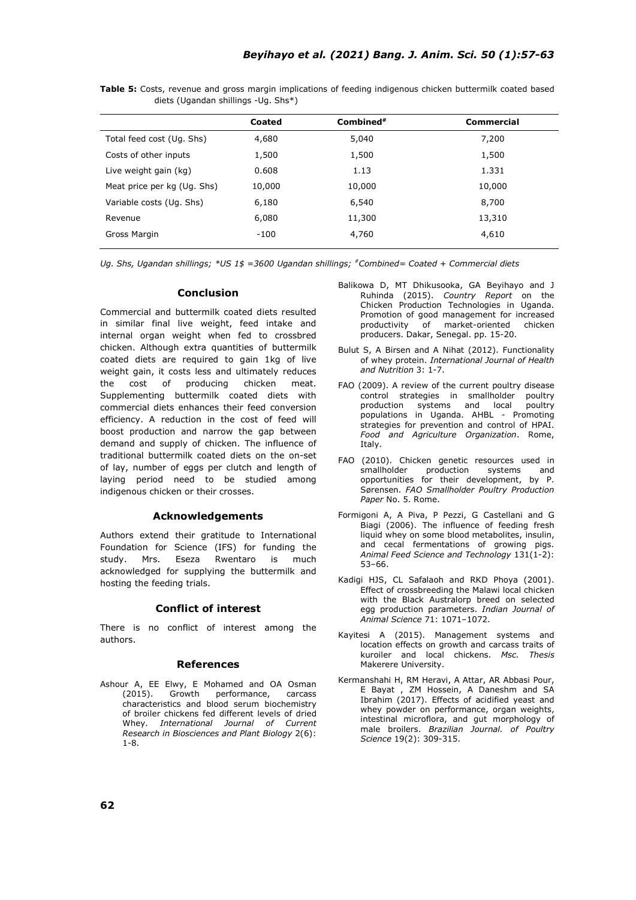**Table 5:** Costs, revenue and gross margin implications of feeding indigenous chicken buttermilk coated based diets (Ugandan shillings -Ug. Shs*)

| | Coated | Combined# | Commercial |
|---|---|---|---|
| Total feed cost (Ug. Shs) | 4,680 | 5,040 | 7,200 |
| Costs of other inputs | 1,500 | 1,500 | 1,500 |
| Live weight gain (kg) | 0.608 | 1.13 | 1.331 |
| Meat price per kg (Ug. Shs) | 10,000 | 10,000 | 10,000 |
| Variable costs (Ug. Shs) | 6,180 | 6,540 | 8,700 |
| Revenue | 6,080 | 11,300 | 13,310 |
| Gross Margin | -100 | 4,760 | 4,610 |

*Ug. Shs, Ugandan shillings; *US 1$ =3600 Ugandan shillings; #Combined= Coated + Commercial diets*

## Conclusion

Commercial and buttermilk coated diets resulted in similar final live weight, feed intake and internal organ weight when fed to crossbred chicken. Although extra quantities of buttermilk coated diets are required to gain 1kg of live weight gain, it costs less and ultimately reduces the cost of producing chicken meat. Supplementing buttermilk coated diets with commercial diets enhances their feed conversion efficiency. A reduction in the cost of feed will boost production and narrow the gap between demand and supply of chicken. The influence of traditional buttermilk coated diets on the on-set of lay, number of eggs per clutch and length of laying period need to be studied among indigenous chicken or their crosses.

## Acknowledgements

Authors extend their gratitude to International Foundation for Science (IFS) for funding the study. Mrs. Eseza Rwentaro is much acknowledged for supplying the buttermilk and hosting the feeding trials.

## Conflict of interest

There is no conflict of interest among the authors.

## References

Ashour A, EE Elwy, E Mohamed and OA Osman (2015). Growth performance, carcass characteristics and blood serum biochemistry of broiler chickens fed different levels of dried Whey. *International Journal of Current Research in Biosciences and Plant Biology* 2(6): 1-8.

Balikowa D, MT Dhikusooka, GA Beyihayo and J Ruhinda (2015). *Country Report* on the Chicken Production Technologies in Uganda. Promotion of good management for increased productivity of market-oriented chicken producers. Dakar, Senegal. pp. 15-20.

Bulut S, A Birsen and A Nihat (2012). Functionality of whey protein. *International Journal of Health and Nutrition* 3: 1-7.

FAO (2009). A review of the current poultry disease control strategies in smallholder poultry production systems and local poultry populations in Uganda. AHBL - Promoting strategies for prevention and control of HPAI. *Food and Agriculture Organization*. Rome, Italy.

FAO (2010). Chicken genetic resources used in smallholder production systems and opportunities for their development, by P. Sørensen. *FAO Smallholder Poultry Production Paper* No. 5. Rome.

Formigoni A, A Piva, P Pezzi, G Castellani and G Biagi (2006). The influence of feeding fresh liquid whey on some blood metabolites, insulin, and cecal fermentations of growing pigs. *Animal Feed Science and Technology* 131(1-2): 53–66.

Kadigi HJS, CL Safalaoh and RKD Phoya (2001). Effect of crossbreeding the Malawi local chicken with the Black Australorp breed on selected egg production parameters. *Indian Journal of Animal Science* 71: 1071–1072.

Kayitesi A (2015). Management systems and location effects on growth and carcass traits of kuroiler and local chickens. *Msc. Thesis* Makerere University.

Kermanshahi H, RM Heravi, A Attar, AR Abbasi Pour, E Bayat , ZM Hossein, A Daneshm and SA Ibrahim (2017). Effects of acidified yeast and whey powder on performance, organ weights, intestinal microflora, and gut morphology of male broilers. *Brazilian Journal. of Poultry Science* 19(2): 309-315.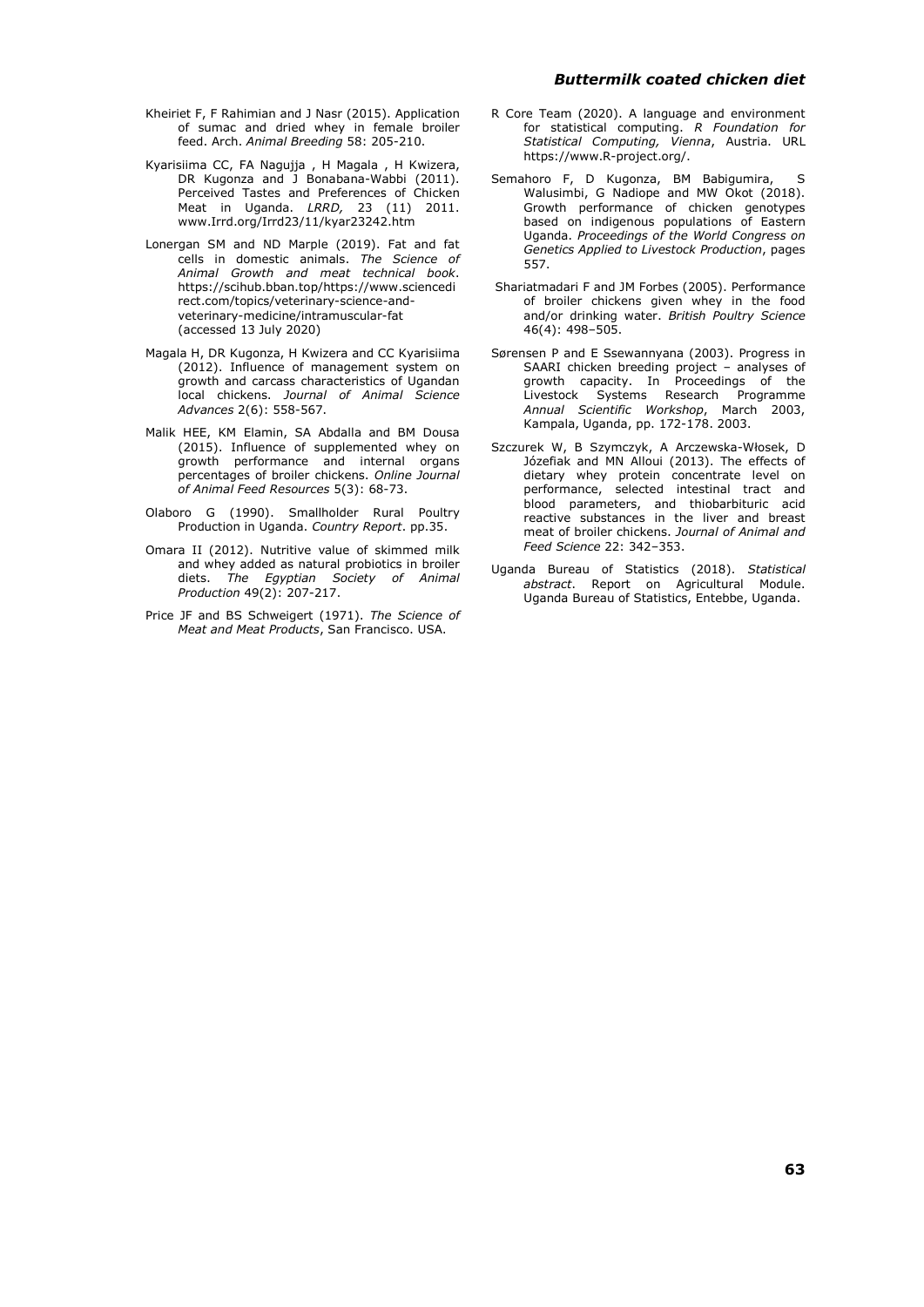Kheiriet F, F Rahimian and J Nasr (2015). Application of sumac and dried whey in female broiler feed. Arch. *Animal Breeding* 58: 205-210.

Kyarisiima CC, FA Nagujja , H Magala , H Kwizera, DR Kugonza and J Bonabana-Wabbi (2011). Perceived Tastes and Preferences of Chicken Meat in Uganda. *LRRD,* 23 (11) 2011. www.lrrd.org/lrrd23/11/kyar23242.htm

Lonergan SM and ND Marple (2019). Fat and fat cells in domestic animals. *The Science of Animal Growth and meat technical book*. https://scihub.bban.top/https://www.sciencedirect.com/topics/veterinary-science-and-veterinary-medicine/intramuscular-fat (accessed 13 July 2020)

Magala H, DR Kugonza, H Kwizera and CC Kyarisiima (2012). Influence of management system on growth and carcass characteristics of Ugandan local chickens. *Journal of Animal Science Advances* 2(6): 558-567.

Malik HEE, KM Elamin, SA Abdalla and BM Dousa (2015). Influence of supplemented whey on growth performance and internal organs percentages of broiler chickens. *Online Journal of Animal Feed Resources* 5(3): 68-73.

Olaboro G (1990). Smallholder Rural Poultry Production in Uganda. *Country Report*. pp.35.

Omara II (2012). Nutritive value of skimmed milk and whey added as natural probiotics in broiler diets. *The Egyptian Society of Animal Production* 49(2): 207-217.

Price JF and BS Schweigert (1971). *The Science of Meat and Meat Products*, San Francisco. USA.

R Core Team (2020). A language and environment for statistical computing. *R Foundation for Statistical Computing, Vienna*, Austria. URL https://www.R-project.org/.

Semahoro F, D Kugonza, BM Babigumira, S Walusimbi, G Nadiope and MW Okot (2018). Growth performance of chicken genotypes based on indigenous populations of Eastern Uganda. *Proceedings of the World Congress on Genetics Applied to Livestock Production*, pages 557.

Shariatmadari F and JM Forbes (2005). Performance of broiler chickens given whey in the food and/or drinking water. *British Poultry Science* 46(4): 498–505.

Sørensen P and E Ssewannyana (2003). Progress in SAARI chicken breeding project – analyses of growth capacity. In Proceedings of the Livestock Systems Research Programme *Annual Scientific Workshop*, March 2003, Kampala, Uganda, pp. 172-178. 2003.

Szczurek W, B Szymczyk, A Arczewska-Włosek, D Józefiak and MN Alloui (2013). The effects of dietary whey protein concentrate level on performance, selected intestinal tract and blood parameters, and thiobarbituric acid reactive substances in the liver and breast meat of broiler chickens. *Journal of Animal and Feed Science* 22: 342–353.

Uganda Bureau of Statistics (2018). *Statistical abstract*. Report on Agricultural Module. Uganda Bureau of Statistics, Entebbe, Uganda.